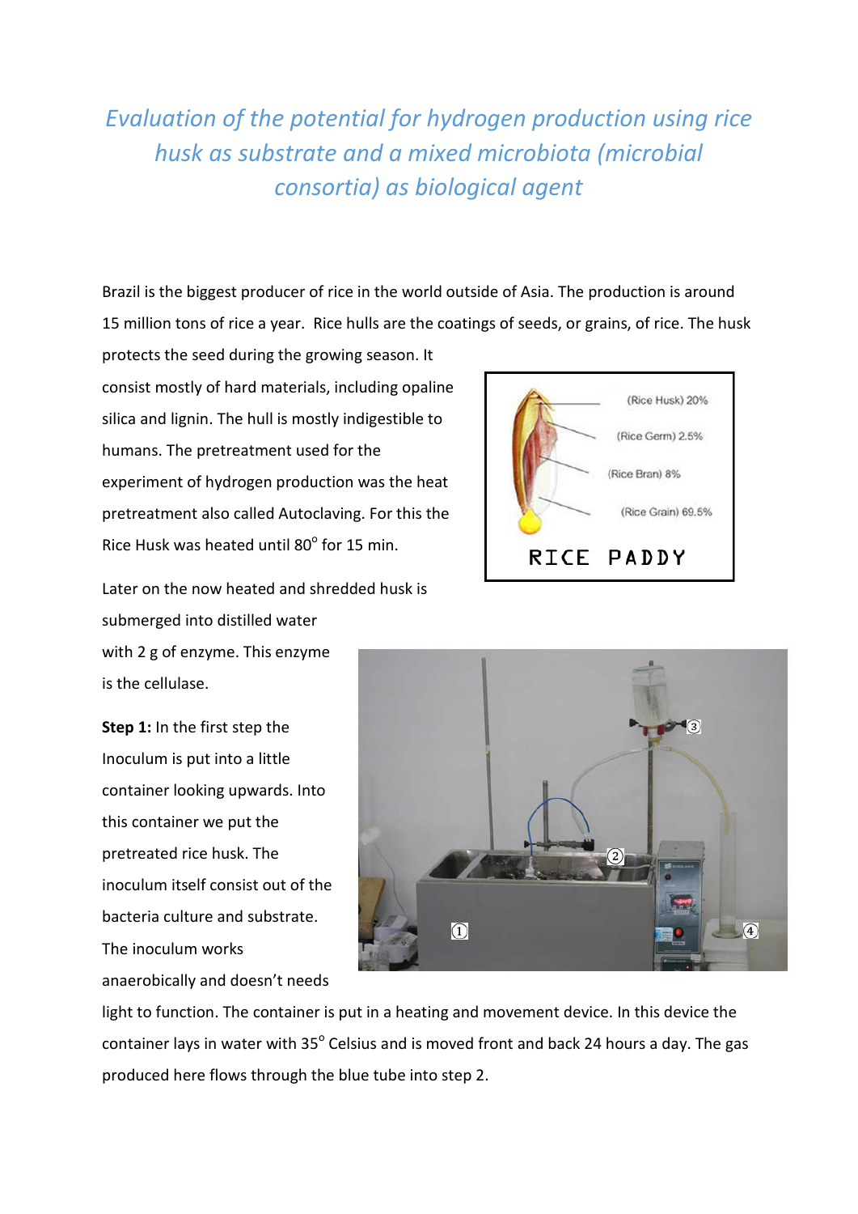# *Evaluation of the potential for hydrogen production using rice husk as substrate and a mixed microbiota (microbial consortia) as biological agent*

Brazil is the biggest producer of rice in the world outside of Asia. The production is around 15 million tons of rice a year. Rice hulls are the coatings of seeds, or grains, of rice. The husk protects the seed during the growing season. It consist mostly of hard materials, including opaline silica and lignin. The hull is mostly indigestible to humans. The pretreatment used for the experiment of hydrogen production was the heat pretreatment also called Autoclaving. For this the Rice Husk was heated until 80$^{o}$ for 15 min.

Later on the now heated and shredded husk is submerged into distilled water with 2 g of enzyme. This enzyme is the cellulase.

**Step 1:** In the first step the Inoculum is put into a little container looking upwards. Into this container we put the pretreated rice husk. The inoculum itself consist out of the bacteria culture and substrate. The inoculum works anaerobically and doesn't needs light to function. The container is put in a heating and movement device. In this device the container lays in water with 35$^{o}$ Celsius and is moved front and back 24 hours a day. The gas produced here flows through the blue tube into step 2.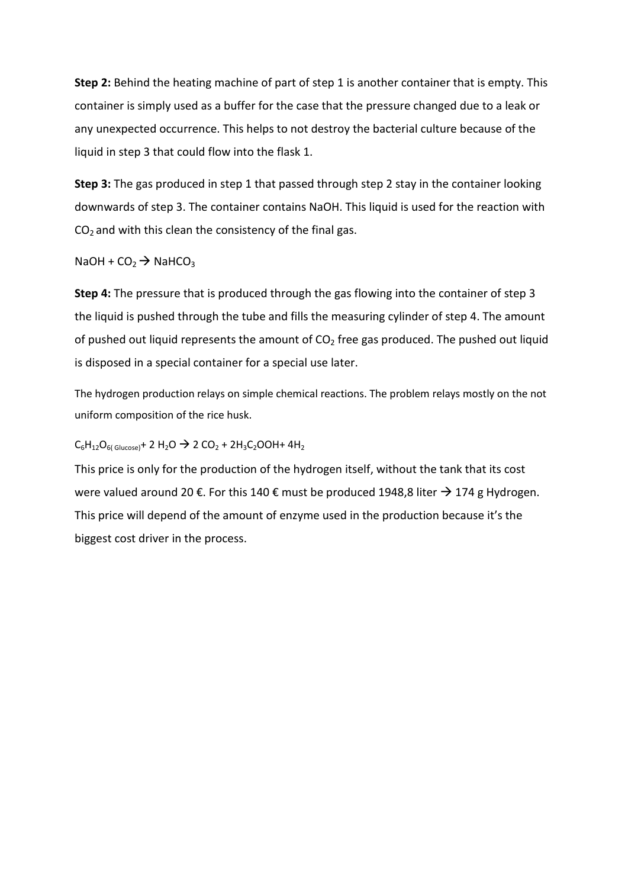**Step 2:** Behind the heating machine of part of step 1 is another container that is empty. This container is simply used as a buffer for the case that the pressure changed due to a leak or any unexpected occurrence. This helps to not destroy the bacterial culture because of the liquid in step 3 that could flow into the flask 1.

**Step 3:** The gas produced in step 1 that passed through step 2 stay in the container looking downwards of step 3. The container contains NaOH. This liquid is used for the reaction with $CO_2$ and with this clean the consistency of the final gas.

$NaOH + CO_2 \rightarrow NaHCO_3$

**Step 4:** The pressure that is produced through the gas flowing into the container of step 3 the liquid is pushed through the tube and fills the measuring cylinder of step 4. The amount of pushed out liquid represents the amount of $CO_2$ free gas produced. The pushed out liquid is disposed in a special container for a special use later.

The hydrogen production relays on simple chemical reactions. The problem relays mostly on the not uniform composition of the rice husk.

$C_6H_{12}O_{6(\text{ Glucose})} + 2\ H_2O \rightarrow 2\ CO_2 + 2H_3C_2OOH + 4H_2$

This price is only for the production of the hydrogen itself, without the tank that its cost were valued around 20 €. For this 140 € must be produced 1948,8 liter $\rightarrow$ 174 g Hydrogen. This price will depend of the amount of enzyme used in the production because it's the biggest cost driver in the process.